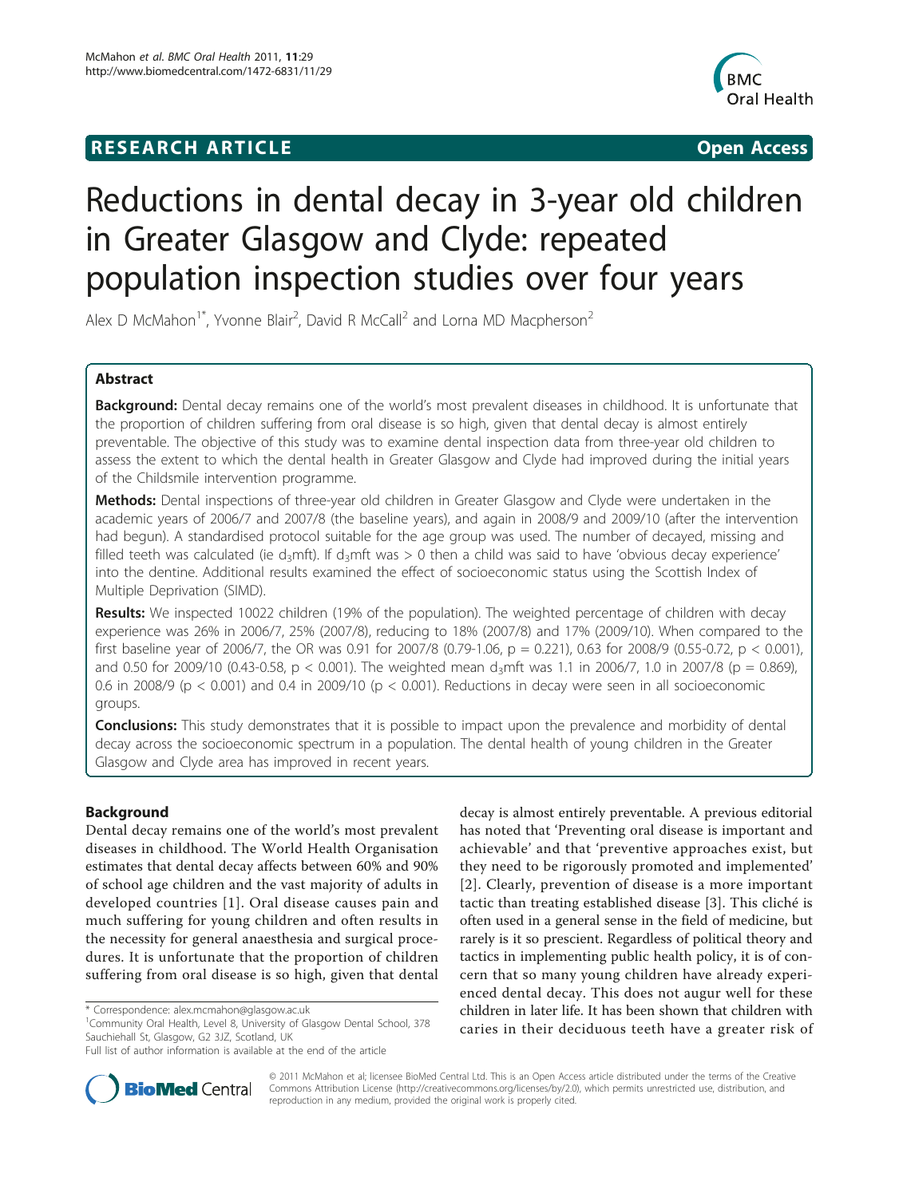RESEARCH ARTICLE Open Access

# Reductions in dental decay in 3-year old children in Greater Glasgow and Clyde: repeated population inspection studies over four years

Alex D McMahon[1*], Yvonne Blair[2], David R McCall[2] and Lorna MD Macpherson[2]

## Abstract

**Background:** Dental decay remains one of the world's most prevalent diseases in childhood. It is unfortunate that the proportion of children suffering from oral disease is so high, given that dental decay is almost entirely preventable. The objective of this study was to examine dental inspection data from three-year old children to assess the extent to which the dental health in Greater Glasgow and Clyde had improved during the initial years of the Childsmile intervention programme.

**Methods:** Dental inspections of three-year old children in Greater Glasgow and Clyde were undertaken in the academic years of 2006/7 and 2007/8 (the baseline years), and again in 2008/9 and 2009/10 (after the intervention had begun). A standardised protocol suitable for the age group was used. The number of decayed, missing and filled teeth was calculated (ie $d_3$mft). If $d_3$mft was > 0 then a child was said to have 'obvious decay experience' into the dentine. Additional results examined the effect of socioeconomic status using the Scottish Index of Multiple Deprivation (SIMD).

**Results:** We inspected 10022 children (19% of the population). The weighted percentage of children with decay experience was 26% in 2006/7, 25% (2007/8), reducing to 18% (2007/8) and 17% (2009/10). When compared to the first baseline year of 2006/7, the OR was 0.91 for 2007/8 (0.79-1.06, $p = 0.221$), 0.63 for 2008/9 (0.55-0.72, $p < 0.001$), and 0.50 for 2009/10 (0.43-0.58, $p < 0.001$). The weighted mean $d_3$mft was 1.1 in 2006/7, 1.0 in 2007/8 ($p = 0.869$), 0.6 in 2008/9 ($p < 0.001$) and 0.4 in 2009/10 ($p < 0.001$). Reductions in decay were seen in all socioeconomic groups.

**Conclusions:** This study demonstrates that it is possible to impact upon the prevalence and morbidity of dental decay across the socioeconomic spectrum in a population. The dental health of young children in the Greater Glasgow and Clyde area has improved in recent years.

## Background

Dental decay remains one of the world's most prevalent diseases in childhood. The World Health Organisation estimates that dental decay affects between 60% and 90% of school age children and the vast majority of adults in developed countries [1]. Oral disease causes pain and much suffering for young children and often results in the necessity for general anaesthesia and surgical procedures. It is unfortunate that the proportion of children suffering from oral disease is so high, given that dental decay is almost entirely preventable. A previous editorial has noted that 'Preventing oral disease is important and achievable' and that 'preventive approaches exist, but they need to be rigorously promoted and implemented' [2]. Clearly, prevention of disease is a more important tactic than treating established disease [3]. This cliché is often used in a general sense in the field of medicine, but rarely is it so prescient. Regardless of political theory and tactics in implementing public health policy, it is of concern that so many young children have already experienced dental decay. This does not augur well for these children in later life. It has been shown that children with caries in their deciduous teeth have a greater risk of

\* Correspondence: alex.mcmahon@glasgow.ac.uk
[1]Community Oral Health, Level 8, University of Glasgow Dental School, 378 Sauchiehall St, Glasgow, G2 3JZ, Scotland, UK
Full list of author information is available at the end of the article

© 2011 McMahon et al; licensee BioMed Central Ltd. This is an Open Access article distributed under the terms of the Creative Commons Attribution License (http://creativecommons.org/licenses/by/2.0), which permits unrestricted use, distribution, and reproduction in any medium, provided the original work is properly cited.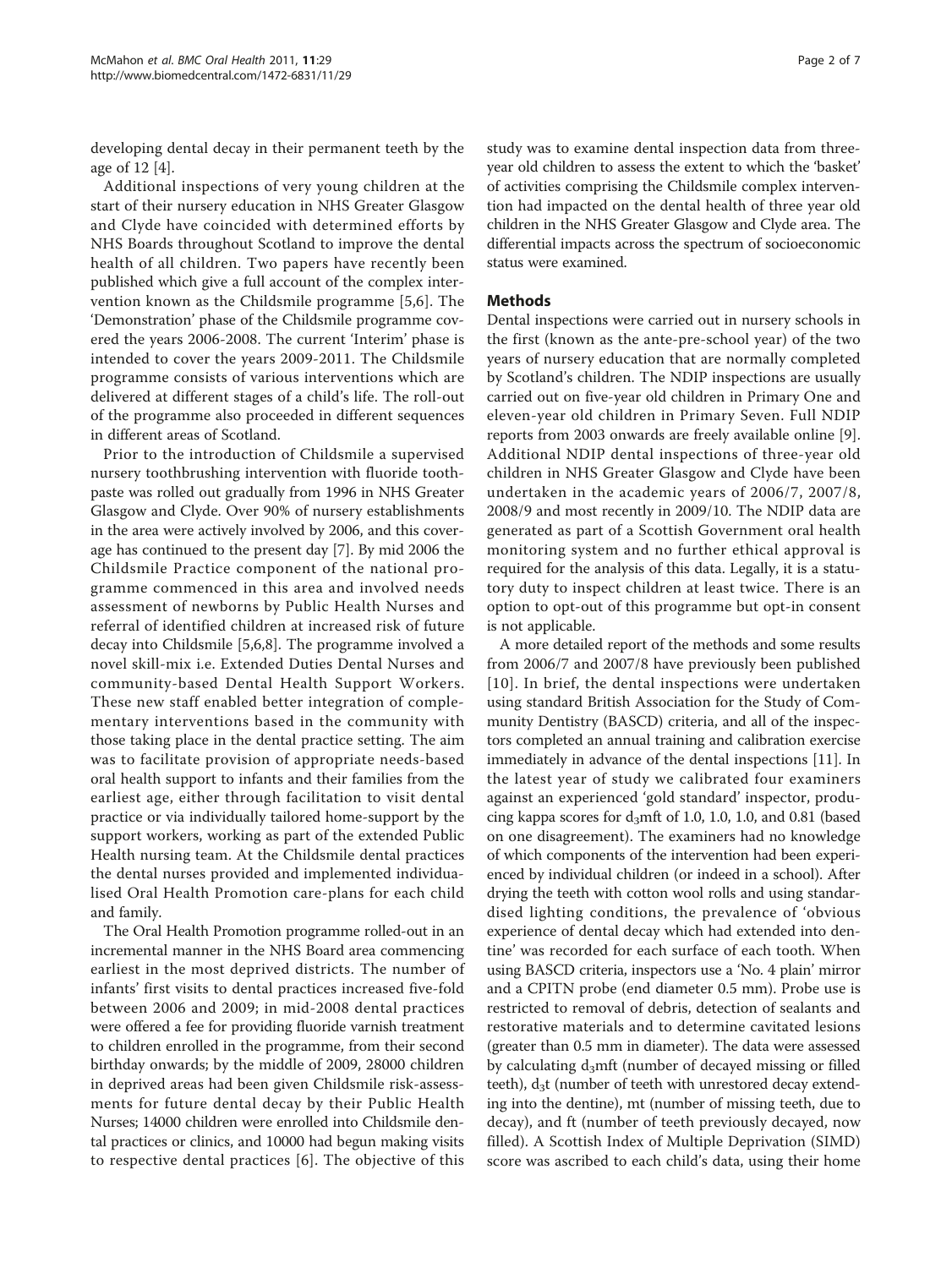developing dental decay in their permanent teeth by the age of 12 [4].

Additional inspections of very young children at the start of their nursery education in NHS Greater Glasgow and Clyde have coincided with determined efforts by NHS Boards throughout Scotland to improve the dental health of all children. Two papers have recently been published which give a full account of the complex intervention known as the Childsmile programme [5,6]. The 'Demonstration' phase of the Childsmile programme covered the years 2006-2008. The current 'Interim' phase is intended to cover the years 2009-2011. The Childsmile programme consists of various interventions which are delivered at different stages of a child's life. The roll-out of the programme also proceeded in different sequences in different areas of Scotland.

Prior to the introduction of Childsmile a supervised nursery toothbrushing intervention with fluoride toothpaste was rolled out gradually from 1996 in NHS Greater Glasgow and Clyde. Over 90% of nursery establishments in the area were actively involved by 2006, and this coverage has continued to the present day [7]. By mid 2006 the Childsmile Practice component of the national programme commenced in this area and involved needs assessment of newborns by Public Health Nurses and referral of identified children at increased risk of future decay into Childsmile [5,6,8]. The programme involved a novel skill-mix i.e. Extended Duties Dental Nurses and community-based Dental Health Support Workers. These new staff enabled better integration of complementary interventions based in the community with those taking place in the dental practice setting. The aim was to facilitate provision of appropriate needs-based oral health support to infants and their families from the earliest age, either through facilitation to visit dental practice or via individually tailored home-support by the support workers, working as part of the extended Public Health nursing team. At the Childsmile dental practices the dental nurses provided and implemented individualised Oral Health Promotion care-plans for each child and family.

The Oral Health Promotion programme rolled-out in an incremental manner in the NHS Board area commencing earliest in the most deprived districts. The number of infants' first visits to dental practices increased five-fold between 2006 and 2009; in mid-2008 dental practices were offered a fee for providing fluoride varnish treatment to children enrolled in the programme, from their second birthday onwards; by the middle of 2009, 28000 children in deprived areas had been given Childsmile risk-assessments for future dental decay by their Public Health Nurses; 14000 children were enrolled into Childsmile dental practices or clinics, and 10000 had begun making visits to respective dental practices [6]. The objective of this study was to examine dental inspection data from three-year old children to assess the extent to which the 'basket' of activities comprising the Childsmile complex intervention had impacted on the dental health of three year old children in the NHS Greater Glasgow and Clyde area. The differential impacts across the spectrum of socioeconomic status were examined.

## Methods

Dental inspections were carried out in nursery schools in the first (known as the ante-pre-school year) of the two years of nursery education that are normally completed by Scotland's children. The NDIP inspections are usually carried out on five-year old children in Primary One and eleven-year old children in Primary Seven. Full NDIP reports from 2003 onwards are freely available online [9]. Additional NDIP dental inspections of three-year old children in NHS Greater Glasgow and Clyde have been undertaken in the academic years of 2006/7, 2007/8, 2008/9 and most recently in 2009/10. The NDIP data are generated as part of a Scottish Government oral health monitoring system and no further ethical approval is required for the analysis of this data. Legally, it is a statutory duty to inspect children at least twice. There is an option to opt-out of this programme but opt-in consent is not applicable.

A more detailed report of the methods and some results from 2006/7 and 2007/8 have previously been published [10]. In brief, the dental inspections were undertaken using standard British Association for the Study of Community Dentistry (BASCD) criteria, and all of the inspectors completed an annual training and calibration exercise immediately in advance of the dental inspections [11]. In the latest year of study we calibrated four examiners against an experienced 'gold standard' inspector, producing kappa scores for $d_3$mft of 1.0, 1.0, 1.0, and 0.81 (based on one disagreement). The examiners had no knowledge of which components of the intervention had been experienced by individual children (or indeed in a school). After drying the teeth with cotton wool rolls and using standardised lighting conditions, the prevalence of 'obvious experience of dental decay which had extended into dentine' was recorded for each surface of each tooth. When using BASCD criteria, inspectors use a 'No. 4 plain' mirror and a CPITN probe (end diameter 0.5 mm). Probe use is restricted to removal of debris, detection of sealants and restorative materials and to determine cavitated lesions (greater than 0.5 mm in diameter). The data were assessed by calculating $d_3$mft (number of decayed missing or filled teeth), $d_3$t (number of teeth with unrestored decay extending into the dentine), mt (number of missing teeth, due to decay), and ft (number of teeth previously decayed, now filled). A Scottish Index of Multiple Deprivation (SIMD) score was ascribed to each child's data, using their home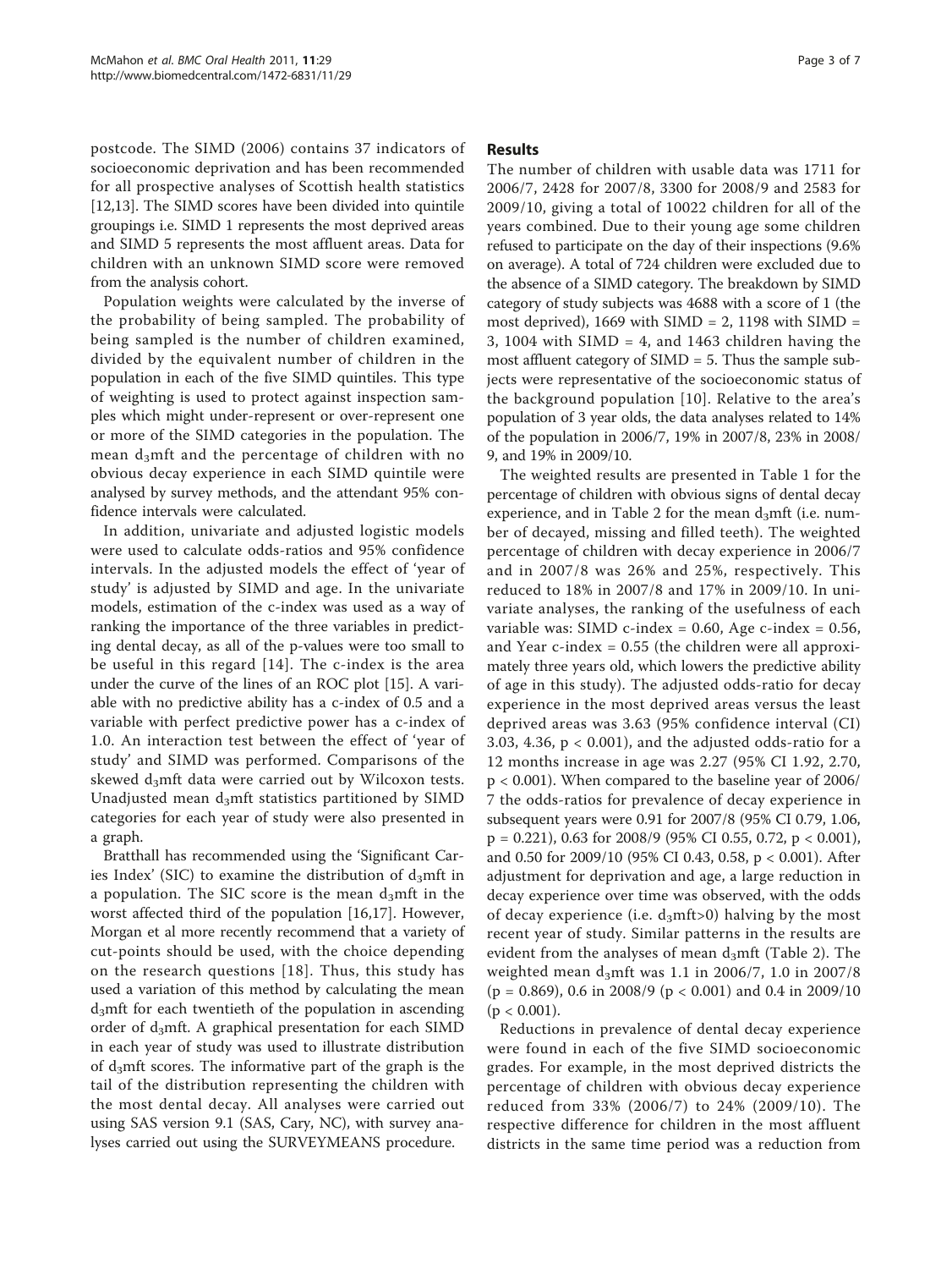postcode. The SIMD (2006) contains 37 indicators of socioeconomic deprivation and has been recommended for all prospective analyses of Scottish health statistics [12,13]. The SIMD scores have been divided into quintile groupings i.e. SIMD 1 represents the most deprived areas and SIMD 5 represents the most affluent areas. Data for children with an unknown SIMD score were removed from the analysis cohort.

Population weights were calculated by the inverse of the probability of being sampled. The probability of being sampled is the number of children examined, divided by the equivalent number of children in the population in each of the five SIMD quintiles. This type of weighting is used to protect against inspection samples which might under-represent or over-represent one or more of the SIMD categories in the population. The mean $d_3$mft and the percentage of children with no obvious decay experience in each SIMD quintile were analysed by survey methods, and the attendant 95% confidence intervals were calculated.

In addition, univariate and adjusted logistic models were used to calculate odds-ratios and 95% confidence intervals. In the adjusted models the effect of 'year of study' is adjusted by SIMD and age. In the univariate models, estimation of the c-index was used as a way of ranking the importance of the three variables in predicting dental decay, as all of the p-values were too small to be useful in this regard [14]. The c-index is the area under the curve of the lines of an ROC plot [15]. A variable with no predictive ability has a c-index of 0.5 and a variable with perfect predictive power has a c-index of 1.0. An interaction test between the effect of 'year of study' and SIMD was performed. Comparisons of the skewed $d_3$mft data were carried out by Wilcoxon tests. Unadjusted mean $d_3$mft statistics partitioned by SIMD categories for each year of study were also presented in a graph.

Bratthall has recommended using the 'Significant Caries Index' (SIC) to examine the distribution of $d_3$mft in a population. The SIC score is the mean $d_3$mft in the worst affected third of the population [16,17]. However, Morgan et al more recently recommend that a variety of cut-points should be used, with the choice depending on the research questions [18]. Thus, this study has used a variation of this method by calculating the mean $d_3$mft for each twentieth of the population in ascending order of $d_3$mft. A graphical presentation for each SIMD in each year of study was used to illustrate distribution of $d_3$mft scores. The informative part of the graph is the tail of the distribution representing the children with the most dental decay. All analyses were carried out using SAS version 9.1 (SAS, Cary, NC), with survey analyses carried out using the SURVEYMEANS procedure.

## Results

The number of children with usable data was 1711 for 2006/7, 2428 for 2007/8, 3300 for 2008/9 and 2583 for 2009/10, giving a total of 10022 children for all of the years combined. Due to their young age some children refused to participate on the day of their inspections (9.6% on average). A total of 724 children were excluded due to the absence of a SIMD category. The breakdown by SIMD category of study subjects was 4688 with a score of 1 (the most deprived), 1669 with SIMD = 2, 1198 with SIMD = 3, 1004 with SIMD = 4, and 1463 children having the most affluent category of SIMD = 5. Thus the sample subjects were representative of the socioeconomic status of the background population [10]. Relative to the area's population of 3 year olds, the data analyses related to 14% of the population in 2006/7, 19% in 2007/8, 23% in 2008/9, and 19% in 2009/10.

The weighted results are presented in Table 1 for the percentage of children with obvious signs of dental decay experience, and in Table 2 for the mean $d_3$mft (i.e. number of decayed, missing and filled teeth). The weighted percentage of children with decay experience in 2006/7 and in 2007/8 was 26% and 25%, respectively. This reduced to 18% in 2007/8 and 17% in 2009/10. In univariate analyses, the ranking of the usefulness of each variable was: SIMD c-index = 0.60, Age c-index = 0.56, and Year c-index = 0.55 (the children were all approximately three years old, which lowers the predictive ability of age in this study). The adjusted odds-ratio for decay experience in the most deprived areas versus the least deprived areas was 3.63 (95% confidence interval (CI) 3.03, 4.36, $p < 0.001$), and the adjusted odds-ratio for a 12 months increase in age was 2.27 (95% CI 1.92, 2.70, $p < 0.001$). When compared to the baseline year of 2006/7 the odds-ratios for prevalence of decay experience in subsequent years were 0.91 for 2007/8 (95% CI 0.79, 1.06, $p = 0.221$), 0.63 for 2008/9 (95% CI 0.55, 0.72, $p < 0.001$), and 0.50 for 2009/10 (95% CI 0.43, 0.58, $p < 0.001$). After adjustment for deprivation and age, a large reduction in decay experience over time was observed, with the odds of decay experience (i.e. $d_3$mft>0) halving by the most recent year of study. Similar patterns in the results are evident from the analyses of mean $d_3$mft (Table 2). The weighted mean $d_3$mft was 1.1 in 2006/7, 1.0 in 2007/8 ($p = 0.869$), 0.6 in 2008/9 ($p < 0.001$) and 0.4 in 2009/10 ($p < 0.001$).

Reductions in prevalence of dental decay experience were found in each of the five SIMD socioeconomic grades. For example, in the most deprived districts the percentage of children with obvious decay experience reduced from 33% (2006/7) to 24% (2009/10). The respective difference for children in the most affluent districts in the same time period was a reduction from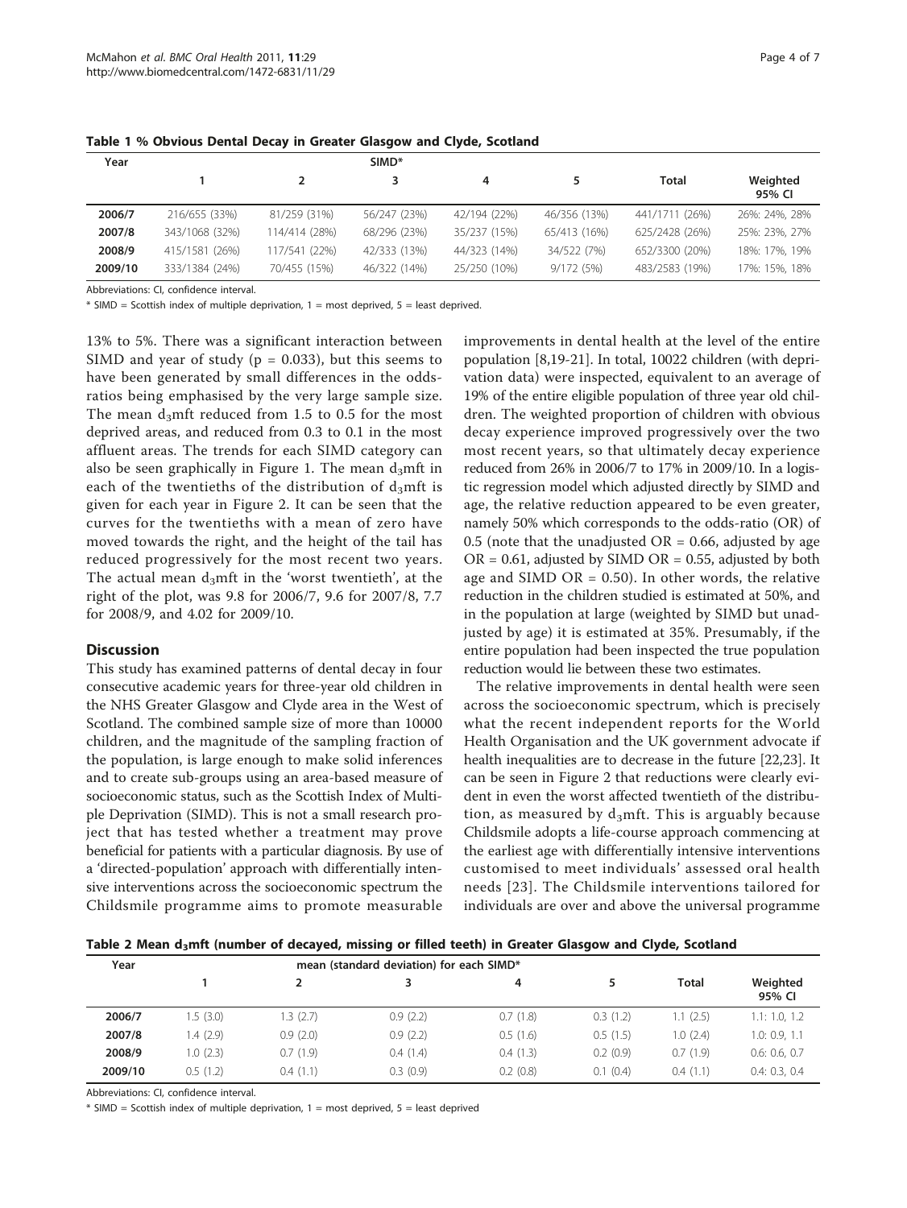**Table 1 % Obvious Dental Decay in Greater Glasgow and Clyde, Scotland**

| Year | SIMD* | | | | | | |
|---|---|---|---|---|---|---|---|
| | 1 | 2 | 3 | 4 | 5 | Total | Weighted 95% CI |
| **2006/7** | 216/655 (33%) | 81/259 (31%) | 56/247 (23%) | 42/194 (22%) | 46/356 (13%) | 441/1711 (26%) | 26%: 24%, 28% |
| **2007/8** | 343/1068 (32%) | 114/414 (28%) | 68/296 (23%) | 35/237 (15%) | 65/413 (16%) | 625/2428 (26%) | 25%: 23%, 27% |
| **2008/9** | 415/1581 (26%) | 117/541 (22%) | 42/333 (13%) | 44/323 (14%) | 34/522 (7%) | 652/3300 (20%) | 18%: 17%, 19% |
| **2009/10** | 333/1384 (24%) | 70/455 (15%) | 46/322 (14%) | 25/250 (10%) | 9/172 (5%) | 483/2583 (19%) | 17%: 15%, 18% |

Abbreviations: CI, confidence interval.

* SIMD = Scottish index of multiple deprivation, 1 = most deprived, 5 = least deprived.

13% to 5%. There was a significant interaction between SIMD and year of study (p = 0.033), but this seems to have been generated by small differences in the odds-ratios being emphasised by the very large sample size. The mean $d_3$mft reduced from 1.5 to 0.5 for the most deprived areas, and reduced from 0.3 to 0.1 in the most affluent areas. The trends for each SIMD category can also be seen graphically in Figure 1. The mean $d_3$mft in each of the twentieths of the distribution of $d_3$mft is given for each year in Figure 2. It can be seen that the curves for the twentieths with a mean of zero have moved towards the right, and the height of the tail has reduced progressively for the most recent two years. The actual mean $d_3$mft in the 'worst twentieth', at the right of the plot, was 9.8 for 2006/7, 9.6 for 2007/8, 7.7 for 2008/9, and 4.02 for 2009/10.

## Discussion

This study has examined patterns of dental decay in four consecutive academic years for three-year old children in the NHS Greater Glasgow and Clyde area in the West of Scotland. The combined sample size of more than 10000 children, and the magnitude of the sampling fraction of the population, is large enough to make solid inferences and to create sub-groups using an area-based measure of socioeconomic status, such as the Scottish Index of Multiple Deprivation (SIMD). This is not a small research project that has tested whether a treatment may prove beneficial for patients with a particular diagnosis. By use of a 'directed-population' approach with differentially intensive interventions across the socioeconomic spectrum the Childsmile programme aims to promote measurable improvements in dental health at the level of the entire population [8,19-21]. In total, 10022 children (with deprivation data) were inspected, equivalent to an average of 19% of the entire eligible population of three year old children. The weighted proportion of children with obvious decay experience improved progressively over the two most recent years, so that ultimately decay experience reduced from 26% in 2006/7 to 17% in 2009/10. In a logistic regression model which adjusted directly by SIMD and age, the relative reduction appeared to be even greater, namely 50% which corresponds to the odds-ratio (OR) of 0.5 (note that the unadjusted OR = 0.66, adjusted by age OR = 0.61, adjusted by SIMD OR = 0.55, adjusted by both age and SIMD OR = 0.50). In other words, the relative reduction in the children studied is estimated at 50%, and in the population at large (weighted by SIMD but unadjusted by age) it is estimated at 35%. Presumably, if the entire population had been inspected the true population reduction would lie between these two estimates.

The relative improvements in dental health were seen across the socioeconomic spectrum, which is precisely what the recent independent reports for the World Health Organisation and the UK government advocate if health inequalities are to decrease in the future [22,23]. It can be seen in Figure 2 that reductions were clearly evident in even the worst affected twentieth of the distribution, as measured by $d_3$mft. This is arguably because Childsmile adopts a life-course approach commencing at the earliest age with differentially intensive interventions customised to meet individuals' assessed oral health needs [23]. The Childsmile interventions tailored for individuals are over and above the universal programme

**Table 2 Mean $d_3$mft (number of decayed, missing or filled teeth) in Greater Glasgow and Clyde, Scotland**

| Year | mean (standard deviation) for each SIMD* | | | | | | |
|---|---|---|---|---|---|---|---|
| | 1 | 2 | 3 | 4 | 5 | Total | Weighted 95% CI |
| **2006/7** | 1.5 (3.0) | 1.3 (2.7) | 0.9 (2.2) | 0.7 (1.8) | 0.3 (1.2) | 1.1 (2.5) | 1.1: 1.0, 1.2 |
| **2007/8** | 1.4 (2.9) | 0.9 (2.0) | 0.9 (2.2) | 0.5 (1.6) | 0.5 (1.5) | 1.0 (2.4) | 1.0: 0.9, 1.1 |
| **2008/9** | 1.0 (2.3) | 0.7 (1.9) | 0.4 (1.4) | 0.4 (1.3) | 0.2 (0.9) | 0.7 (1.9) | 0.6: 0.6, 0.7 |
| **2009/10** | 0.5 (1.2) | 0.4 (1.1) | 0.3 (0.9) | 0.2 (0.8) | 0.1 (0.4) | 0.4 (1.1) | 0.4: 0.3, 0.4 |

Abbreviations: CI, confidence interval.

* SIMD = Scottish index of multiple deprivation, 1 = most deprived, 5 = least deprived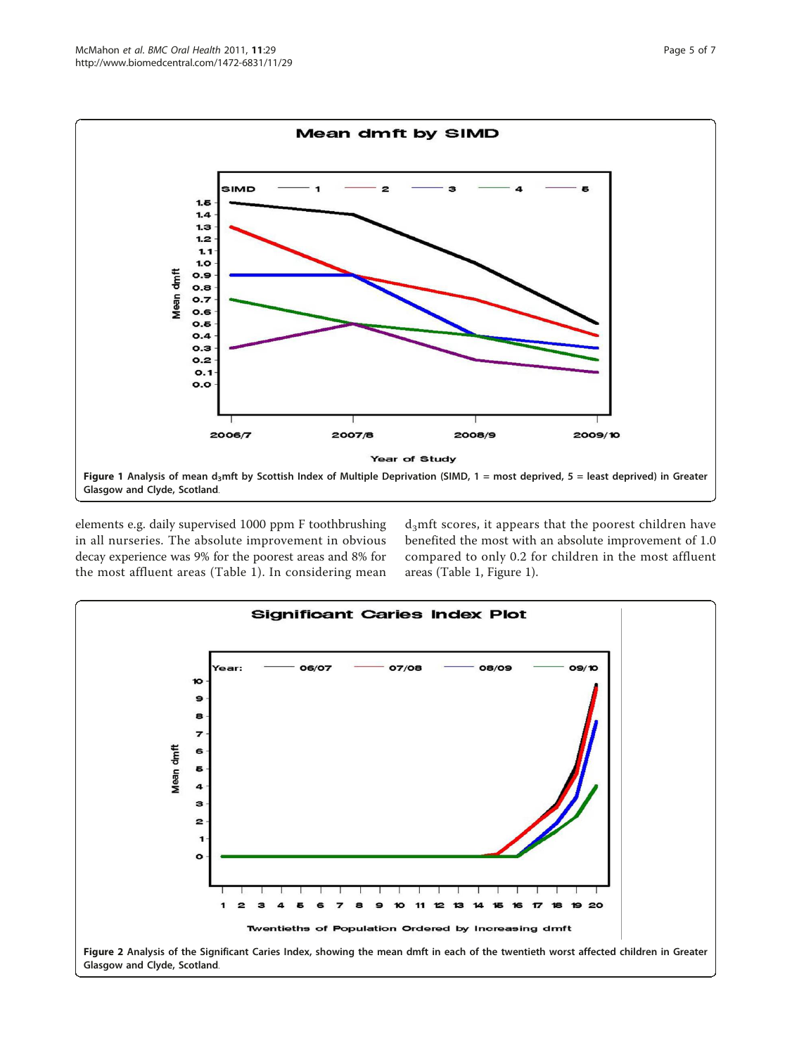Figure 1 Analysis of mean $d_3$mft by Scottish Index of Multiple Deprivation (SIMD, 1 = most deprived, 5 = least deprived) in Greater Glasgow and Clyde, Scotland.

elements e.g. daily supervised 1000 ppm F toothbrushing in all nurseries. The absolute improvement in obvious decay experience was 9% for the poorest areas and 8% for the most affluent areas (Table 1). In considering mean $d_3$mft scores, it appears that the poorest children have benefited the most with an absolute improvement of 1.0 compared to only 0.2 for children in the most affluent areas (Table 1, Figure 1).

Figure 2 Analysis of the Significant Caries Index, showing the mean dmft in each of the twentieth worst affected children in Greater Glasgow and Clyde, Scotland.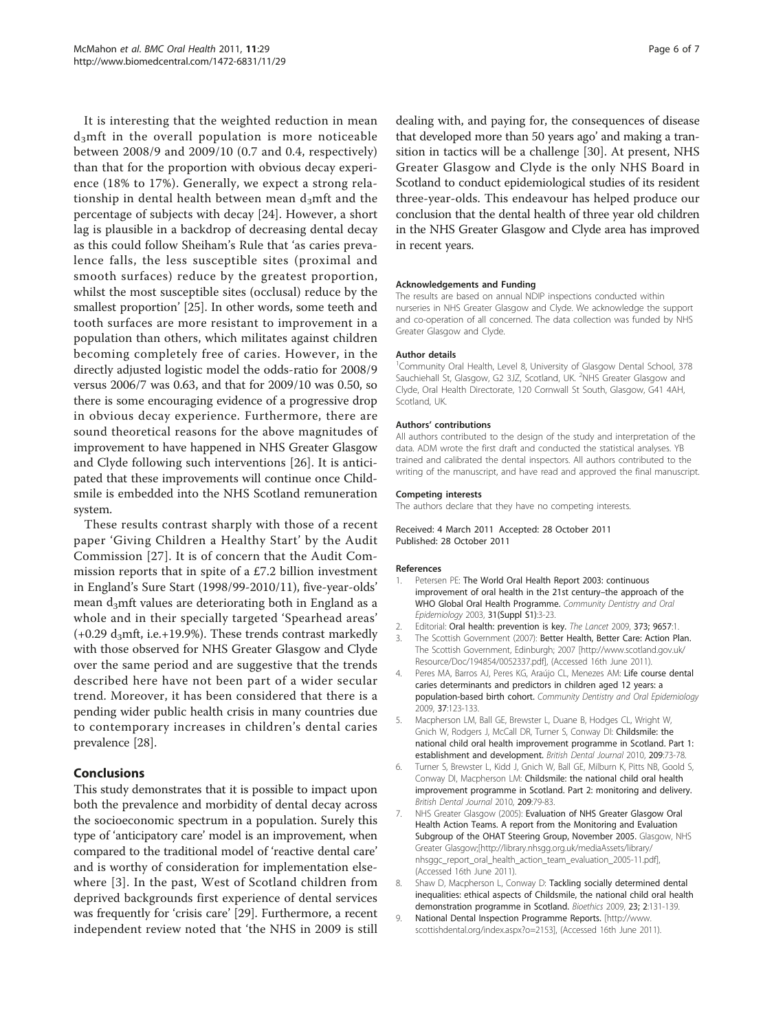It is interesting that the weighted reduction in mean $d_3$mft in the overall population is more noticeable between 2008/9 and 2009/10 (0.7 and 0.4, respectively) than that for the proportion with obvious decay experience (18% to 17%). Generally, we expect a strong relationship in dental health between mean $d_3$mft and the percentage of subjects with decay [24]. However, a short lag is plausible in a backdrop of decreasing dental decay as this could follow Sheiham's Rule that 'as caries prevalence falls, the less susceptible sites (proximal and smooth surfaces) reduce by the greatest proportion, whilst the most susceptible sites (occlusal) reduce by the smallest proportion' [25]. In other words, some teeth and tooth surfaces are more resistant to improvement in a population than others, which militates against children becoming completely free of caries. However, in the directly adjusted logistic model the odds-ratio for 2008/9 versus 2006/7 was 0.63, and that for 2009/10 was 0.50, so there is some encouraging evidence of a progressive drop in obvious decay experience. Furthermore, there are sound theoretical reasons for the above magnitudes of improvement to have happened in NHS Greater Glasgow and Clyde following such interventions [26]. It is anticipated that these improvements will continue once Childsmile is embedded into the NHS Scotland remuneration system.

These results contrast sharply with those of a recent paper 'Giving Children a Healthy Start' by the Audit Commission [27]. It is of concern that the Audit Commission reports that in spite of a £7.2 billion investment in England's Sure Start (1998/99-2010/11), five-year-olds' mean $d_3$mft values are deteriorating both in England as a whole and in their specially targeted 'Spearhead areas' (+0.29 $d_3$mft, i.e.+19.9%). These trends contrast markedly with those observed for NHS Greater Glasgow and Clyde over the same period and are suggestive that the trends described here have not been part of a wider secular trend. Moreover, it has been considered that there is a pending wider public health crisis in many countries due to contemporary increases in children's dental caries prevalence [28].

## Conclusions

This study demonstrates that it is possible to impact upon both the prevalence and morbidity of dental decay across the socioeconomic spectrum in a population. Surely this type of 'anticipatory care' model is an improvement, when compared to the traditional model of 'reactive dental care' and is worthy of consideration for implementation elsewhere [3]. In the past, West of Scotland children from deprived backgrounds first experience of dental services was frequently for 'crisis care' [29]. Furthermore, a recent independent review noted that 'the NHS in 2009 is still dealing with, and paying for, the consequences of disease that developed more than 50 years ago' and making a transition in tactics will be a challenge [30]. At present, NHS Greater Glasgow and Clyde is the only NHS Board in Scotland to conduct epidemiological studies of its resident three-year-olds. This endeavour has helped produce our conclusion that the dental health of three year old children in the NHS Greater Glasgow and Clyde area has improved in recent years.

#### Acknowledgements and Funding

The results are based on annual NDIP inspections conducted within nurseries in NHS Greater Glasgow and Clyde. We acknowledge the support and co-operation of all concerned. The data collection was funded by NHS Greater Glasgow and Clyde.

#### Author details

[1]Community Oral Health, Level 8, University of Glasgow Dental School, 378 Sauchiehall St, Glasgow, G2 3JZ, Scotland, UK. [2]NHS Greater Glasgow and Clyde, Oral Health Directorate, 120 Cornwall St South, Glasgow, G41 4AH, Scotland, UK.

#### Authors' contributions

All authors contributed to the design of the study and interpretation of the data. ADM wrote the first draft and conducted the statistical analyses. YB trained and calibrated the dental inspectors. All authors contributed to the writing of the manuscript, and have read and approved the final manuscript.

#### Competing interests

The authors declare that they have no competing interests.

Received: 4 March 2011 Accepted: 28 October 2011
Published: 28 October 2011

#### References

1. Petersen PE: **The World Oral Health Report 2003: continuous improvement of oral health in the 21st century–the approach of the WHO Global Oral Health Programme.** *Community Dentistry and Oral Epidemiology* 2003, **31(Suppl S1)**:3-23.
2. Editorial: **Oral health: prevention is key.** *The Lancet* 2009, **373**; 9657:1.
3. The Scottish Government (2007): **Better Health, Better Care: Action Plan.** The Scottish Government, Edinburgh; 2007 [http://www.scotland.gov.uk/Resource/Doc/194854/0052337.pdf], (Accessed 16th June 2011).
4. Peres MA, Barros AJ, Peres KG, Araújo CL, Menezes AM: **Life course dental caries determinants and predictors in children aged 12 years: a population-based birth cohort.** *Community Dentistry and Oral Epidemiology* 2009, **37**:123-133.
5. Macpherson LM, Ball GE, Brewster L, Duane B, Hodges CL, Wright W, Gnich W, Rodgers J, McCall DR, Turner S, Conway DI: **Childsmile: the national child oral health improvement programme in Scotland. Part 1: establishment and development.** *British Dental Journal* 2010, **209**:73-78.
6. Turner S, Brewster L, Kidd J, Gnich W, Ball GE, Milburn K, Pitts NB, Goold S, Conway DI, Macpherson LM: **Childsmile: the national child oral health improvement programme in Scotland. Part 2: monitoring and delivery.** *British Dental Journal* 2010, **209**:79-83.
7. NHS Greater Glasgow (2005): **Evaluation of NHS Greater Glasgow Oral Health Action Teams. A report from the Monitoring and Evaluation Subgroup of the OHAT Steering Group, November 2005.** Glasgow, NHS Greater Glasgow;[http://library.nhsgg.org.uk/mediaAssets/library/nhsggc_report_oral_health_action_team_evaluation_2005-11.pdf], (Accessed 16th June 2011).
8. Shaw D, Macpherson L, Conway D: **Tackling socially determined dental inequalities: ethical aspects of Childsmile, the national child oral health demonstration programme in Scotland.** *Bioethics* 2009, **23**; 2:131-139.
9. **National Dental Inspection Programme Reports.** [http://www.scottishdental.org/index.aspx?o=2153], (Accessed 16th June 2011).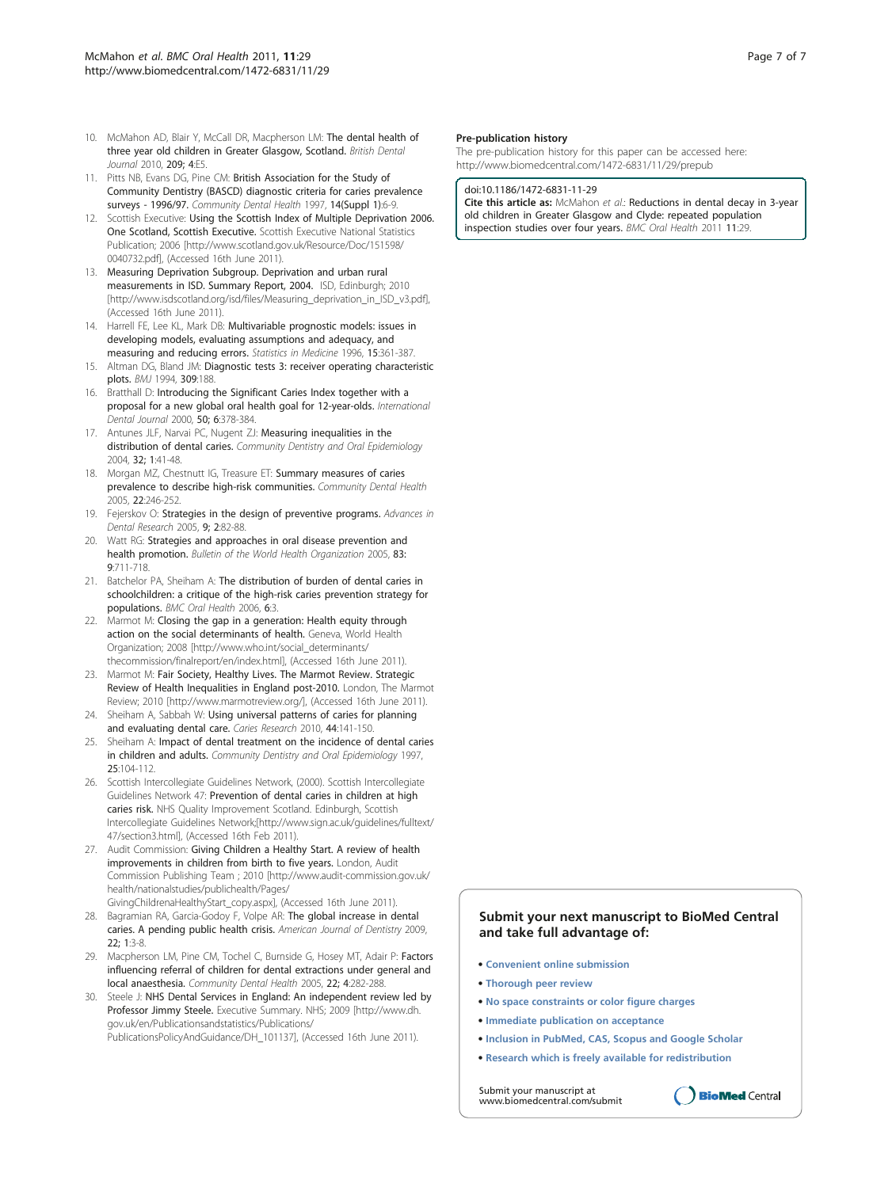10. McMahon AD, Blair Y, McCall DR, Macpherson LM: **The dental health of three year old children in Greater Glasgow, Scotland.** *British Dental Journal* 2010, **209;** 4:E5.
11. Pitts NB, Evans DG, Pine CM: **British Association for the Study of Community Dentistry (BASCD) diagnostic criteria for caries prevalence surveys - 1996/97.** *Community Dental Health* 1997, **14**(Suppl 1):6-9.
12. Scottish Executive: **Using the Scottish Index of Multiple Deprivation 2006. One Scotland, Scottish Executive.** Scottish Executive National Statistics Publication; 2006 [http://www.scotland.gov.uk/Resource/Doc/151598/0040732.pdf], (Accessed 16th June 2011).
13. **Measuring Deprivation Subgroup. Deprivation and urban rural measurements in ISD. Summary Report, 2004.** ISD, Edinburgh; 2010 [http://www.isdscotland.org/isd/files/Measuring_deprivation_in_ISD_v3.pdf], (Accessed 16th June 2011).
14. Harrell FE, Lee KL, Mark DB: **Multivariable prognostic models: issues in developing models, evaluating assumptions and adequacy, and measuring and reducing errors.** *Statistics in Medicine* 1996, **15**:361-387.
15. Altman DG, Bland JM: **Diagnostic tests 3: receiver operating characteristic plots.** *BMJ* 1994, **309**:188.
16. Bratthall D: **Introducing the Significant Caries Index together with a proposal for a new global oral health goal for 12-year-olds.** *International Dental Journal* 2000, **50;** 6:378-384.
17. Antunes JLF, Narvai PC, Nugent ZJ: **Measuring inequalities in the distribution of dental caries.** *Community Dentistry and Oral Epidemiology* 2004, **32;** 1:41-48.
18. Morgan MZ, Chestnutt IG, Treasure ET: **Summary measures of caries prevalence to describe high-risk communities.** *Community Dental Health* 2005, **22**:246-252.
19. Fejerskov O: **Strategies in the design of preventive programs.** *Advances in Dental Research* 2005, **9;** 2:82-88.
20. Watt RG: **Strategies and approaches in oral disease prevention and health promotion.** *Bulletin of the World Health Organization* 2005, **83:** 9:711-718.
21. Batchelor PA, Sheiham A: **The distribution of burden of dental caries in schoolchildren: a critique of the high-risk caries prevention strategy for populations.** *BMC Oral Health* 2006, **6**:3.
22. Marmot M: **Closing the gap in a generation: Health equity through action on the social determinants of health.** Geneva, World Health Organization; 2008 [http://www.who.int/social_determinants/thecommission/finalreport/en/index.html], (Accessed 16th June 2011).
23. Marmot M: **Fair Society, Healthy Lives. The Marmot Review. Strategic Review of Health Inequalities in England post-2010.** London, The Marmot Review; 2010 [http://www.marmotreview.org/], (Accessed 16th June 2011).
24. Sheiham A, Sabbah W: **Using universal patterns of caries for planning and evaluating dental care.** *Caries Research* 2010, **44**:141-150.
25. Sheiham A: **Impact of dental treatment on the incidence of dental caries in children and adults.** *Community Dentistry and Oral Epidemiology* 1997, **25**:104-112.
26. Scottish Intercollegiate Guidelines Network, (2000). Scottish Intercollegiate Guidelines Network 47: **Prevention of dental caries in children at high caries risk.** NHS Quality Improvement Scotland. Edinburgh, Scottish Intercollegiate Guidelines Network;[http://www.sign.ac.uk/guidelines/fulltext/47/section3.html], (Accessed 16th Feb 2011).
27. Audit Commission: **Giving Children a Healthy Start. A review of health improvements in children from birth to five years.** London, Audit Commission Publishing Team ; 2010 [http://www.audit-commission.gov.uk/health/nationalstudies/publichealth/Pages/GivingChildrenaHealthyStart_copy.aspx], (Accessed 16th June 2011).
28. Bagramian RA, Garcia-Godoy F, Volpe AR: **The global increase in dental caries. A pending public health crisis.** *American Journal of Dentistry* 2009, **22;** 1:3-8.
29. Macpherson LM, Pine CM, Tochel C, Burnside G, Hosey MT, Adair P: **Factors influencing referral of children for dental extractions under general and local anaesthesia.** *Community Dental Health* 2005, **22;** 4:282-288.
30. Steele J: **NHS Dental Services in England: An independent review led by Professor Jimmy Steele.** Executive Summary. NHS; 2009 [http://www.dh.gov.uk/en/Publicationsandstatistics/Publications/PublicationsPolicyAndGuidance/DH_101137], (Accessed 16th June 2011).

### Pre-publication history

The pre-publication history for this paper can be accessed here:
http://www.biomedcentral.com/1472-6831/11/29/prepub

doi:10.1186/1472-6831-11-29

**Cite this article as:** McMahon *et al.*: Reductions in dental decay in 3-year old children in Greater Glasgow and Clyde: repeated population inspection studies over four years. *BMC Oral Health* 2011 **11**:29.

**Submit your next manuscript to BioMed Central and take full advantage of:**

- **Convenient online submission**
- **Thorough peer review**
- **No space constraints or color figure charges**
- **Immediate publication on acceptance**
- **Inclusion in PubMed, CAS, Scopus and Google Scholar**
- **Research which is freely available for redistribution**

Submit your manuscript at
www.biomedcentral.com/submit

BioMed Central